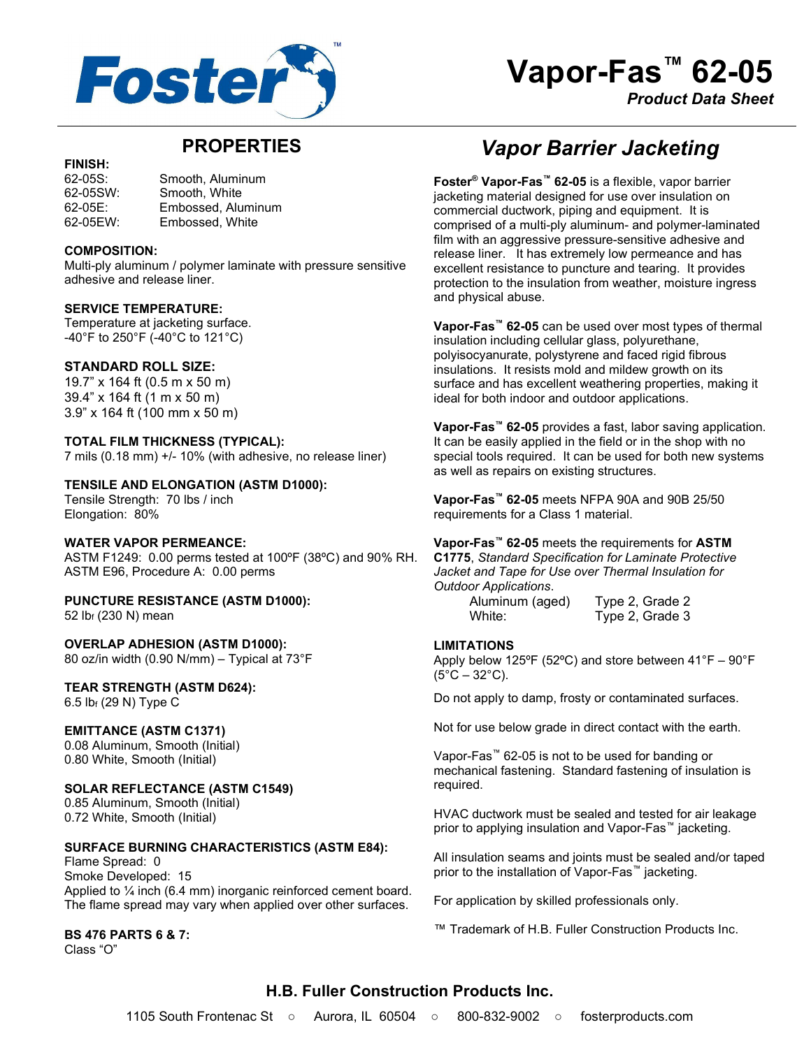# Vapor-Fas™ 62-05

*Product Data Sheet*

## PROPERTIES

**FINISH:**

| | |
|---|---|
| 62-05S: | Smooth, Aluminum |
| 62-05SW: | Smooth, White |
| 62-05E: | Embossed, Aluminum |
| 62-05EW: | Embossed, White |

**COMPOSITION:**
Multi-ply aluminum / polymer laminate with pressure sensitive adhesive and release liner.

**SERVICE TEMPERATURE:**
Temperature at jacketing surface.
-40°F to 250°F (-40°C to 121°C)

**STANDARD ROLL SIZE:**
19.7" x 164 ft (0.5 m x 50 m)
39.4" x 164 ft (1 m x 50 m)
3.9" x 164 ft (100 mm x 50 m)

**TOTAL FILM THICKNESS (TYPICAL):**
7 mils (0.18 mm) +/- 10% (with adhesive, no release liner)

**TENSILE AND ELONGATION (ASTM D1000):**
Tensile Strength: 70 lbs / inch
Elongation: 80%

**WATER VAPOR PERMEANCE:**
ASTM F1249: 0.00 perms tested at 100ºF (38ºC) and 90% RH.
ASTM E96, Procedure A: 0.00 perms

**PUNCTURE RESISTANCE (ASTM D1000):**
52 $lb_f$ (230 N) mean

**OVERLAP ADHESION (ASTM D1000):**
80 oz/in width (0.90 N/mm) – Typical at 73°F

**TEAR STRENGTH (ASTM D624):**
6.5 $lb_f$ (29 N) Type C

**EMITTANCE (ASTM C1371)**
0.08 Aluminum, Smooth (Initial)
0.80 White, Smooth (Initial)

**SOLAR REFLECTANCE (ASTM C1549)**
0.85 Aluminum, Smooth (Initial)
0.72 White, Smooth (Initial)

**SURFACE BURNING CHARACTERISTICS (ASTM E84):**
Flame Spread: 0
Smoke Developed: 15
Applied to ¼ inch (6.4 mm) inorganic reinforced cement board. The flame spread may vary when applied over other surfaces.

**BS 476 PARTS 6 & 7:**
Class "O"

## *Vapor Barrier Jacketing*

**Foster® Vapor-Fas™ 62-05** is a flexible, vapor barrier jacketing material designed for use over insulation on commercial ductwork, piping and equipment. It is comprised of a multi-ply aluminum- and polymer-laminated film with an aggressive pressure-sensitive adhesive and release liner. It has extremely low permeance and has excellent resistance to puncture and tearing. It provides protection to the insulation from weather, moisture ingress and physical abuse.

**Vapor-Fas™ 62-05** can be used over most types of thermal insulation including cellular glass, polyurethane, polyisocyanurate, polystyrene and faced rigid fibrous insulations. It resists mold and mildew growth on its surface and has excellent weathering properties, making it ideal for both indoor and outdoor applications.

**Vapor-Fas™ 62-05** provides a fast, labor saving application. It can be easily applied in the field or in the shop with no special tools required. It can be used for both new systems as well as repairs on existing structures.

**Vapor-Fas™ 62-05** meets NFPA 90A and 90B 25/50 requirements for a Class 1 material.

**Vapor-Fas™ 62-05** meets the requirements for **ASTM C1775**, *Standard Specification for Laminate Protective Jacket and Tape for Use over Thermal Insulation for Outdoor Applications*.

| | |
|---|---|
| Aluminum (aged) | Type 2, Grade 2 |
| White: | Type 2, Grade 3 |

**LIMITATIONS**

Apply below 125ºF (52ºC) and store between 41°F – 90°F (5°C – 32°C).

Do not apply to damp, frosty or contaminated surfaces.

Not for use below grade in direct contact with the earth.

Vapor-Fas™ 62-05 is not to be used for banding or mechanical fastening. Standard fastening of insulation is required.

HVAC ductwork must be sealed and tested for air leakage prior to applying insulation and Vapor-Fas™ jacketing.

All insulation seams and joints must be sealed and/or taped prior to the installation of Vapor-Fas™ jacketing.

For application by skilled professionals only.

™ Trademark of H.B. Fuller Construction Products Inc.

**H.B. Fuller Construction Products Inc.**

1105 South Frontenac St ○ Aurora, IL 60504 ○ 800-832-9002 ○ fosterproducts.com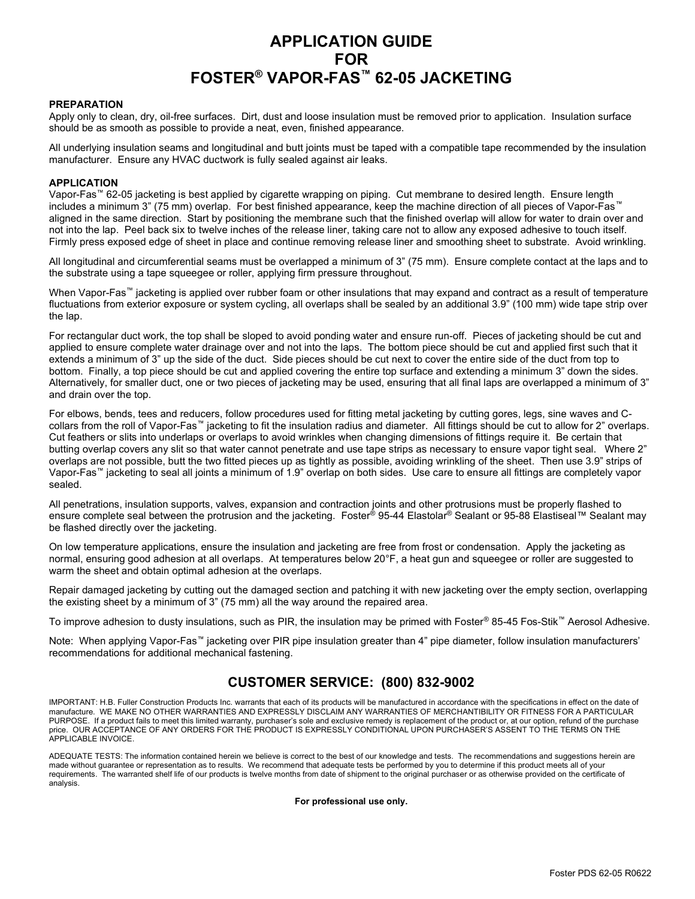# APPLICATION GUIDE FOR FOSTER® VAPOR-FAS™ 62-05 JACKETING

**PREPARATION**

Apply only to clean, dry, oil-free surfaces. Dirt, dust and loose insulation must be removed prior to application. Insulation surface should be as smooth as possible to provide a neat, even, finished appearance.

All underlying insulation seams and longitudinal and butt joints must be taped with a compatible tape recommended by the insulation manufacturer. Ensure any HVAC ductwork is fully sealed against air leaks.

**APPLICATION**

Vapor-Fas™ 62-05 jacketing is best applied by cigarette wrapping on piping. Cut membrane to desired length. Ensure length includes a minimum 3" (75 mm) overlap. For best finished appearance, keep the machine direction of all pieces of Vapor-Fas™ aligned in the same direction. Start by positioning the membrane such that the finished overlap will allow for water to drain over and not into the lap. Peel back six to twelve inches of the release liner, taking care not to allow any exposed adhesive to touch itself. Firmly press exposed edge of sheet in place and continue removing release liner and smoothing sheet to substrate. Avoid wrinkling.

All longitudinal and circumferential seams must be overlapped a minimum of 3" (75 mm). Ensure complete contact at the laps and to the substrate using a tape squeegee or roller, applying firm pressure throughout.

When Vapor-Fas™ jacketing is applied over rubber foam or other insulations that may expand and contract as a result of temperature fluctuations from exterior exposure or system cycling, all overlaps shall be sealed by an additional 3.9" (100 mm) wide tape strip over the lap.

For rectangular duct work, the top shall be sloped to avoid ponding water and ensure run-off. Pieces of jacketing should be cut and applied to ensure complete water drainage over and not into the laps. The bottom piece should be cut and applied first such that it extends a minimum of 3" up the side of the duct. Side pieces should be cut next to cover the entire side of the duct from top to bottom. Finally, a top piece should be cut and applied covering the entire top surface and extending a minimum 3" down the sides. Alternatively, for smaller duct, one or two pieces of jacketing may be used, ensuring that all final laps are overlapped a minimum of 3" and drain over the top.

For elbows, bends, tees and reducers, follow procedures used for fitting metal jacketing by cutting gores, legs, sine waves and C-collars from the roll of Vapor-Fas™ jacketing to fit the insulation radius and diameter. All fittings should be cut to allow for 2" overlaps. Cut feathers or slits into underlaps or overlaps to avoid wrinkles when changing dimensions of fittings require it. Be certain that butting overlap covers any slit so that water cannot penetrate and use tape strips as necessary to ensure vapor tight seal. Where 2" overlaps are not possible, butt the two fitted pieces up as tightly as possible, avoiding wrinkling of the sheet. Then use 3.9" strips of Vapor-Fas™ jacketing to seal all joints a minimum of 1.9" overlap on both sides. Use care to ensure all fittings are completely vapor sealed.

All penetrations, insulation supports, valves, expansion and contraction joints and other protrusions must be properly flashed to ensure complete seal between the protrusion and the jacketing. Foster® 95-44 Elastolar® Sealant or 95-88 Elastiseal™ Sealant may be flashed directly over the jacketing.

On low temperature applications, ensure the insulation and jacketing are free from frost or condensation. Apply the jacketing as normal, ensuring good adhesion at all overlaps. At temperatures below 20°F, a heat gun and squeegee or roller are suggested to warm the sheet and obtain optimal adhesion at the overlaps.

Repair damaged jacketing by cutting out the damaged section and patching it with new jacketing over the empty section, overlapping the existing sheet by a minimum of 3" (75 mm) all the way around the repaired area.

To improve adhesion to dusty insulations, such as PIR, the insulation may be primed with Foster® 85-45 Fos-Stik™ Aerosol Adhesive.

Note: When applying Vapor-Fas™ jacketing over PIR pipe insulation greater than 4" pipe diameter, follow insulation manufacturers' recommendations for additional mechanical fastening.

## CUSTOMER SERVICE: (800) 832-9002

IMPORTANT: H.B. Fuller Construction Products Inc. warrants that each of its products will be manufactured in accordance with the specifications in effect on the date of manufacture. WE MAKE NO OTHER WARRANTIES AND EXPRESSLY DISCLAIM ANY WARRANTIES OF MERCHANTIBILITY OR FITNESS FOR A PARTICULAR PURPOSE. If a product fails to meet this limited warranty, purchaser's sole and exclusive remedy is replacement of the product or, at our option, refund of the purchase price. OUR ACCEPTANCE OF ANY ORDERS FOR THE PRODUCT IS EXPRESSLY CONDITIONAL UPON PURCHASER'S ASSENT TO THE TERMS ON THE APPLICABLE INVOICE.

ADEQUATE TESTS: The information contained herein we believe is correct to the best of our knowledge and tests. The recommendations and suggestions herein are made without guarantee or representation as to results. We recommend that adequate tests be performed by you to determine if this product meets all of your requirements. The warranted shelf life of our products is twelve months from date of shipment to the original purchaser or as otherwise provided on the certificate of analysis.

**For professional use only.**

Foster PDS 62-05 R0622